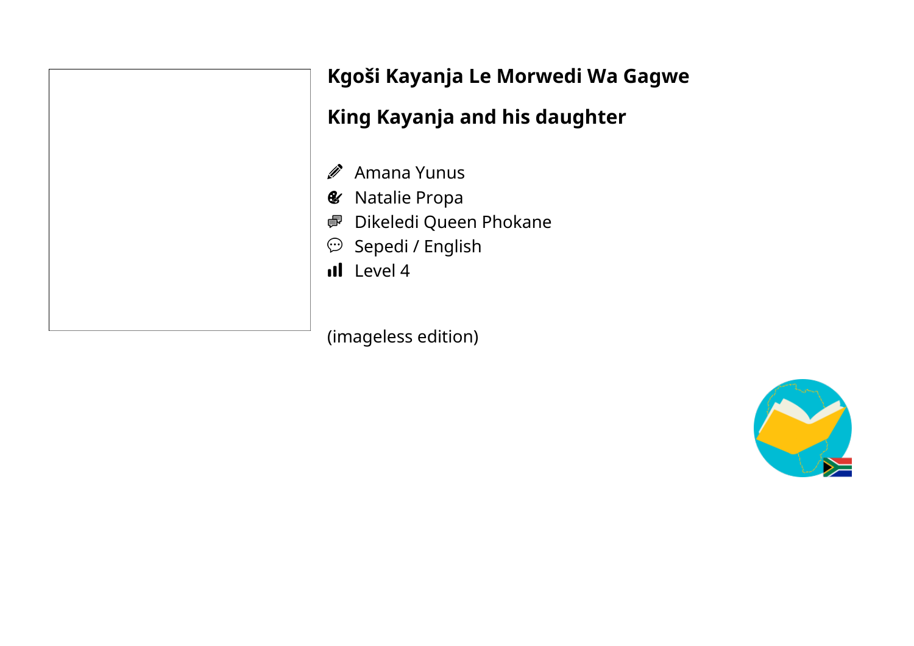# Kgoši Kayanja Le Morwedi Wa Gagwe

# King Kayanja and his daughter

- Amana Yunus
- Natalie Propa
- Dikeledi Queen Phokane
- Sepedi / English
- Level 4

(imageless edition)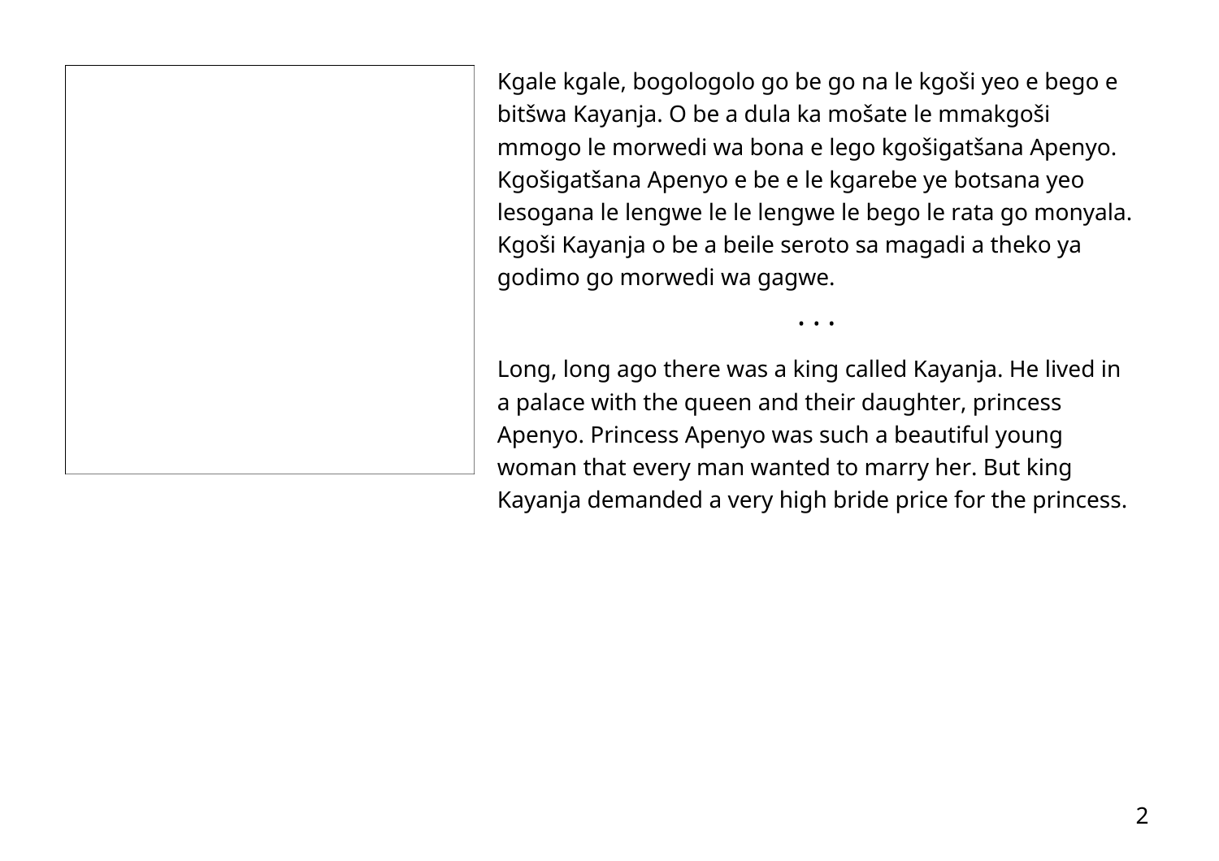Kgale kgale, bogologolo go be go na le kgoši yeo e bego e bitšwa Kayanja. O be a dula ka mošate le mmakgoši mmogo le morwedi wa bona e lego kgošigatšana Apenyo. Kgošigatšana Apenyo e be e le kgarebe ye botsana yeo lesogana le lengwe le le lengwe le bego le rata go monyala. Kgoši Kayanja o be a beile seroto sa magadi a theko ya godimo go morwedi wa gagwe.

• • •

Long, long ago there was a king called Kayanja. He lived in a palace with the queen and their daughter, princess Apenyo. Princess Apenyo was such a beautiful young woman that every man wanted to marry her. But king Kayanja demanded a very high bride price for the princess.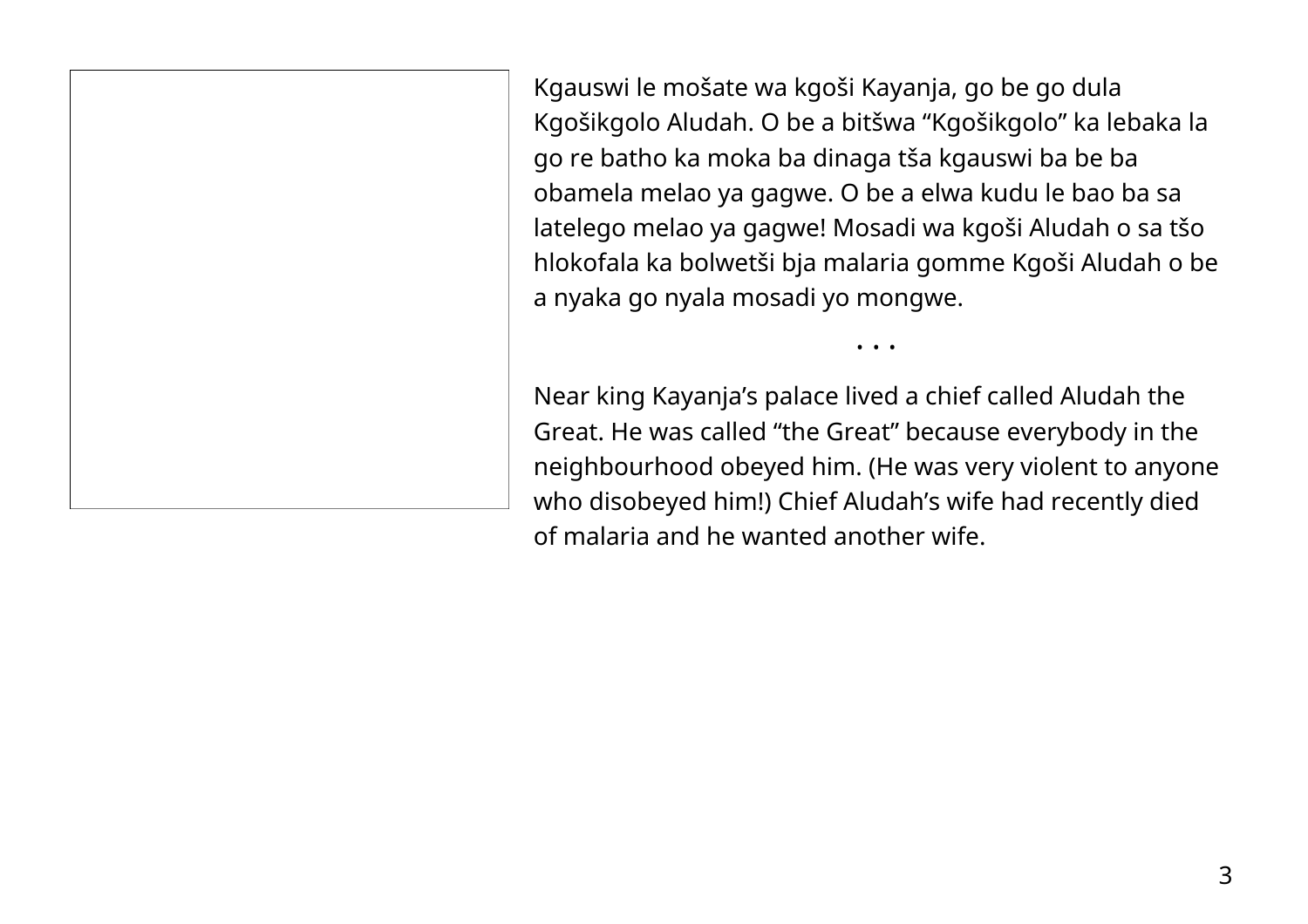Kgauswi le mošate wa kgoši Kayanja, go be go dula Kgošikgolo Aludah. O be a bitšwa “Kgošikgolo” ka lebaka la go re batho ka moka ba dinaga tša kgauswi ba be ba obamela melao ya gagwe. O be a elwa kudu le bao ba sa latelego melao ya gagwe! Mosadi wa kgoši Aludah o sa tšo hlokofala ka bolwetši bja malaria gomme Kgoši Aludah o be a nyaka go nyala mosadi yo mongwe.

• • •

Near king Kayanja’s palace lived a chief called Aludah the Great. He was called “the Great” because everybody in the neighbourhood obeyed him. (He was very violent to anyone who disobeyed him!) Chief Aludah’s wife had recently died of malaria and he wanted another wife.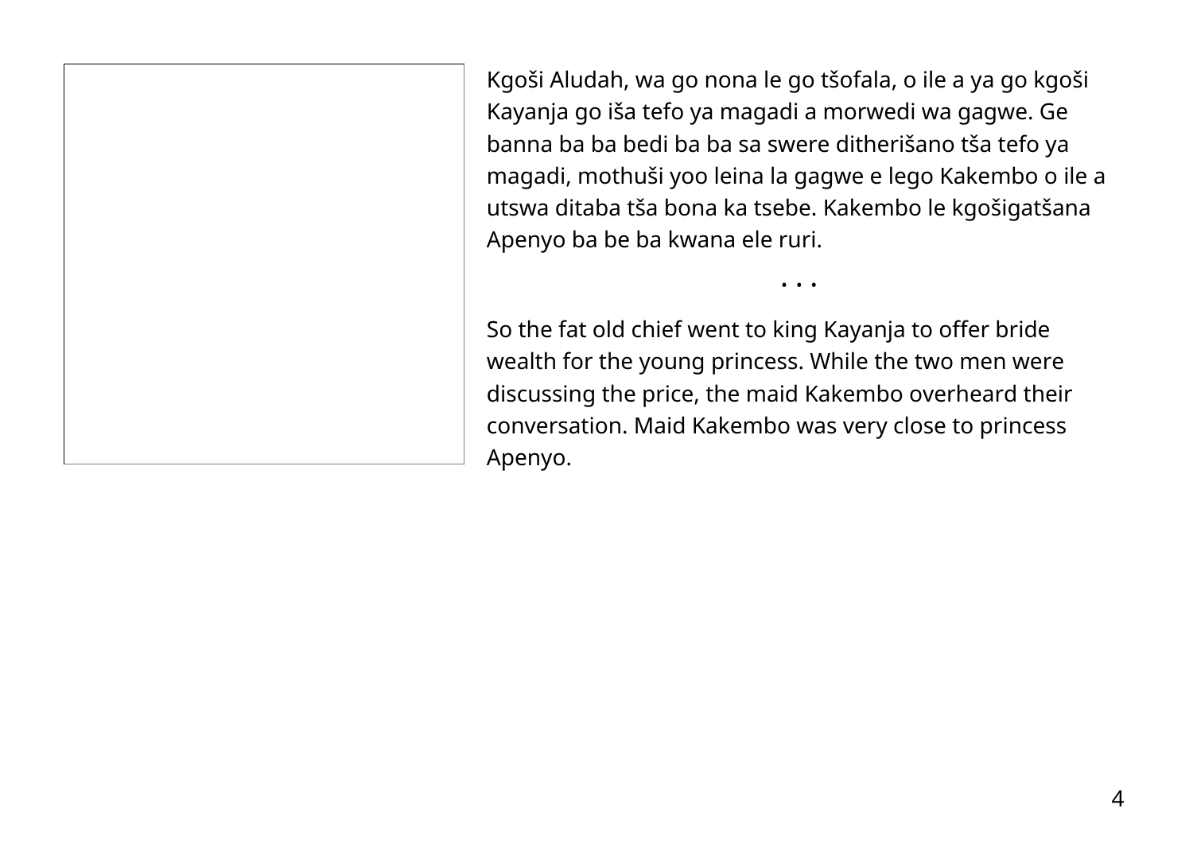Kgoši Aludah, wa go nona le go tšofala, o ile a ya go kgoši Kayanja go iša tefo ya magadi a morwedi wa gagwe. Ge banna ba ba bedi ba ba sa swere ditherišano tša tefo ya magadi, mothuši yoo leina la gagwe e lego Kakembo o ile a utswa ditaba tša bona ka tsebe. Kakembo le kgošigatšana Apenyo ba be ba kwana ele ruri.

• • •

So the fat old chief went to king Kayanja to offer bride wealth for the young princess. While the two men were discussing the price, the maid Kakembo overheard their conversation. Maid Kakembo was very close to princess Apenyo.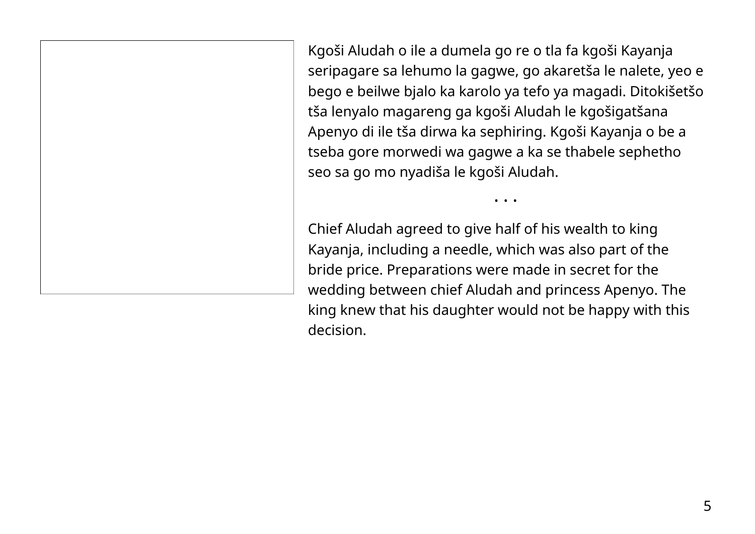Kgoši Aludah o ile a dumela go re o tla fa kgoši Kayanja seripagare sa lehumo la gagwe, go akaretša le nalete, yeo e bego e beilwe bjalo ka karolo ya tefo ya magadi. Ditokišetšo tša lenyalo magareng ga kgoši Aludah le kgošigatšana Apenyo di ile tša dirwa ka sephiring. Kgoši Kayanja o be a tseba gore morwedi wa gagwe a ka se thabele sephetho seo sa go mo nyadiša le kgoši Aludah.

• • •

Chief Aludah agreed to give half of his wealth to king Kayanja, including a needle, which was also part of the bride price. Preparations were made in secret for the wedding between chief Aludah and princess Apenyo. The king knew that his daughter would not be happy with this decision.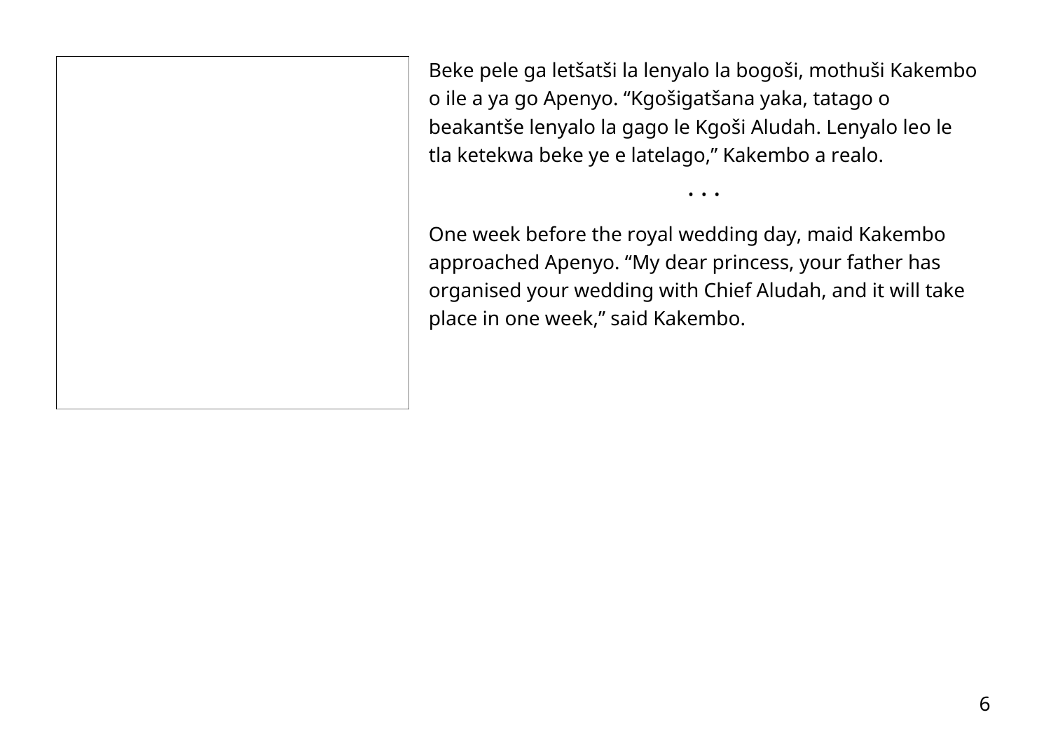Beke pele ga letšatši la lenyalo la bogoši, mothuši Kakembo o ile a ya go Apenyo. “Kgošigatšana yaka, tatago o beakantše lenyalo la gago le Kgoši Aludah. Lenyalo leo le tla ketekwa beke ye e latelago,” Kakembo a realo.

• • •

One week before the royal wedding day, maid Kakembo approached Apenyo. “My dear princess, your father has organised your wedding with Chief Aludah, and it will take place in one week,” said Kakembo.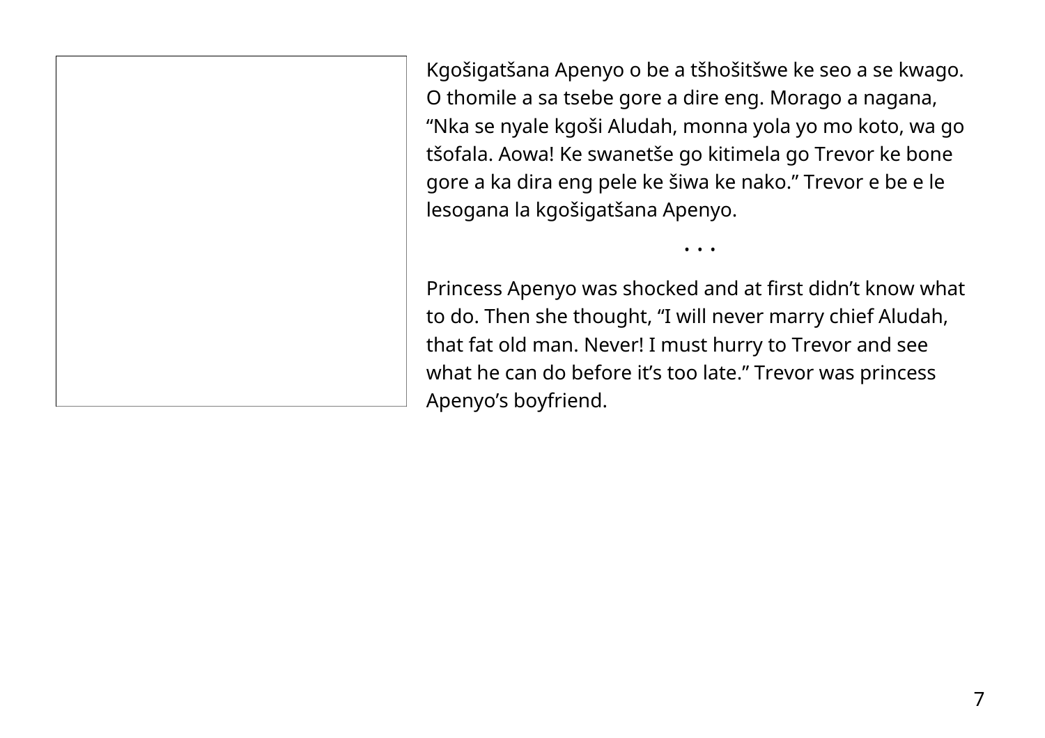Kgošigatšana Apenyo o be a tšhošitšwe ke seo a se kwago. O thomile a sa tsebe gore a dire eng. Morago a nagana, “Nka se nyale kgoši Aludah, monna yola yo mo koto, wa go tšofala. Aowa! Ke swanetše go kitimela go Trevor ke bone gore a ka dira eng pele ke šiwa ke nako.” Trevor e be e le lesogana la kgošigatšana Apenyo.

• • •

Princess Apenyo was shocked and at first didn’t know what to do. Then she thought, “I will never marry chief Aludah, that fat old man. Never! I must hurry to Trevor and see what he can do before it’s too late.” Trevor was princess Apenyo’s boyfriend.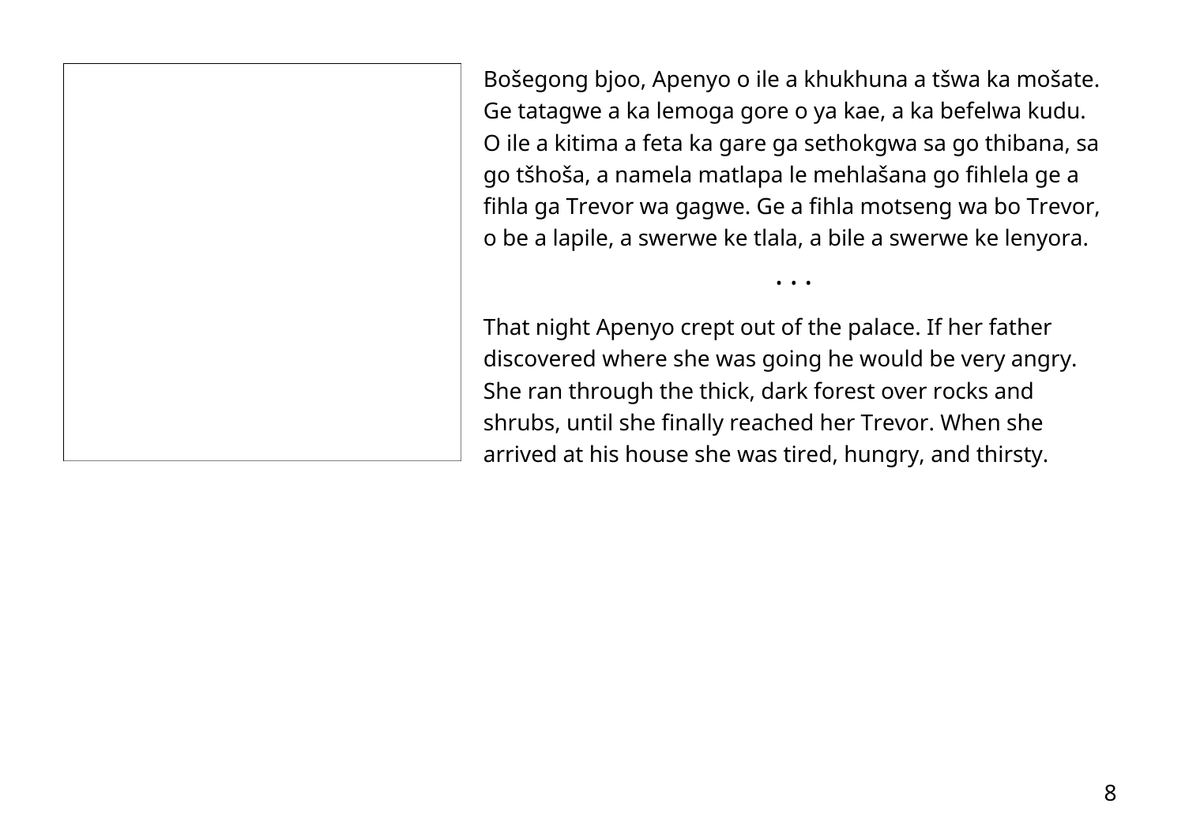Bošegong bjoo, Apenyo o ile a khukhuna a tšwa ka mošate. Ge tatagwe a ka lemoga gore o ya kae, a ka befelwa kudu. O ile a kitima a feta ka gare ga sethokgwa sa go thibana, sa go tšhoša, a namela matlapa le mehlašana go fihlela ge a fihla ga Trevor wa gagwe. Ge a fihla motseng wa bo Trevor, o be a lapile, a swerwe ke tlala, a bile a swerwe ke lenyora.

• • •

That night Apenyo crept out of the palace. If her father discovered where she was going he would be very angry. She ran through the thick, dark forest over rocks and shrubs, until she finally reached her Trevor. When she arrived at his house she was tired, hungry, and thirsty.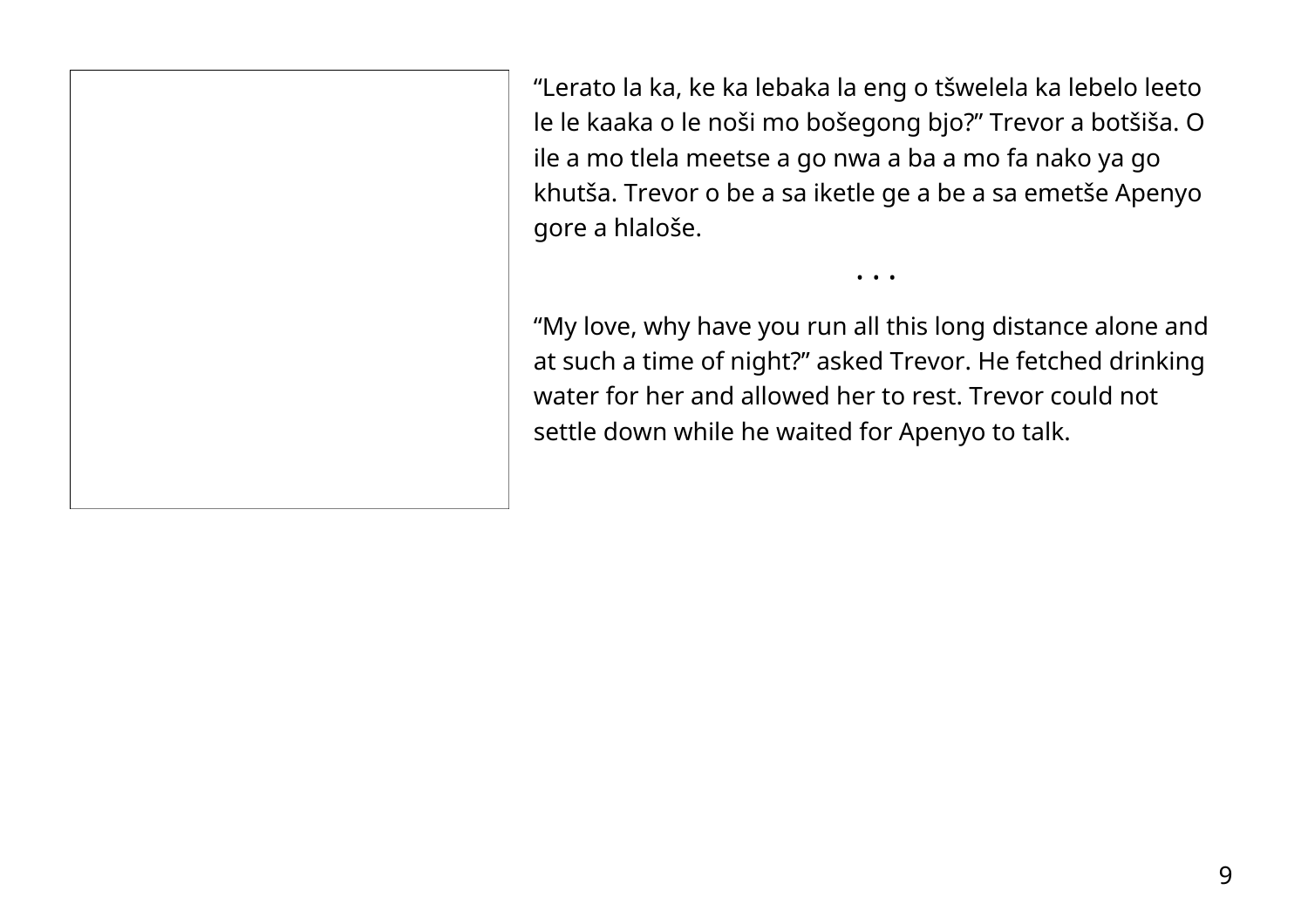“Lerato la ka, ke ka lebaka la eng o tšwelela ka lebelo leeto le le kaaka o le noši mo bošegong bjo?” Trevor a botšiša. O ile a mo tlela meetse a go nwa a ba a mo fa nako ya go khutša. Trevor o be a sa iketle ge a be a sa emetše Apenyo gore a hlaloše.

• • •

“My love, why have you run all this long distance alone and at such a time of night?” asked Trevor. He fetched drinking water for her and allowed her to rest. Trevor could not settle down while he waited for Apenyo to talk.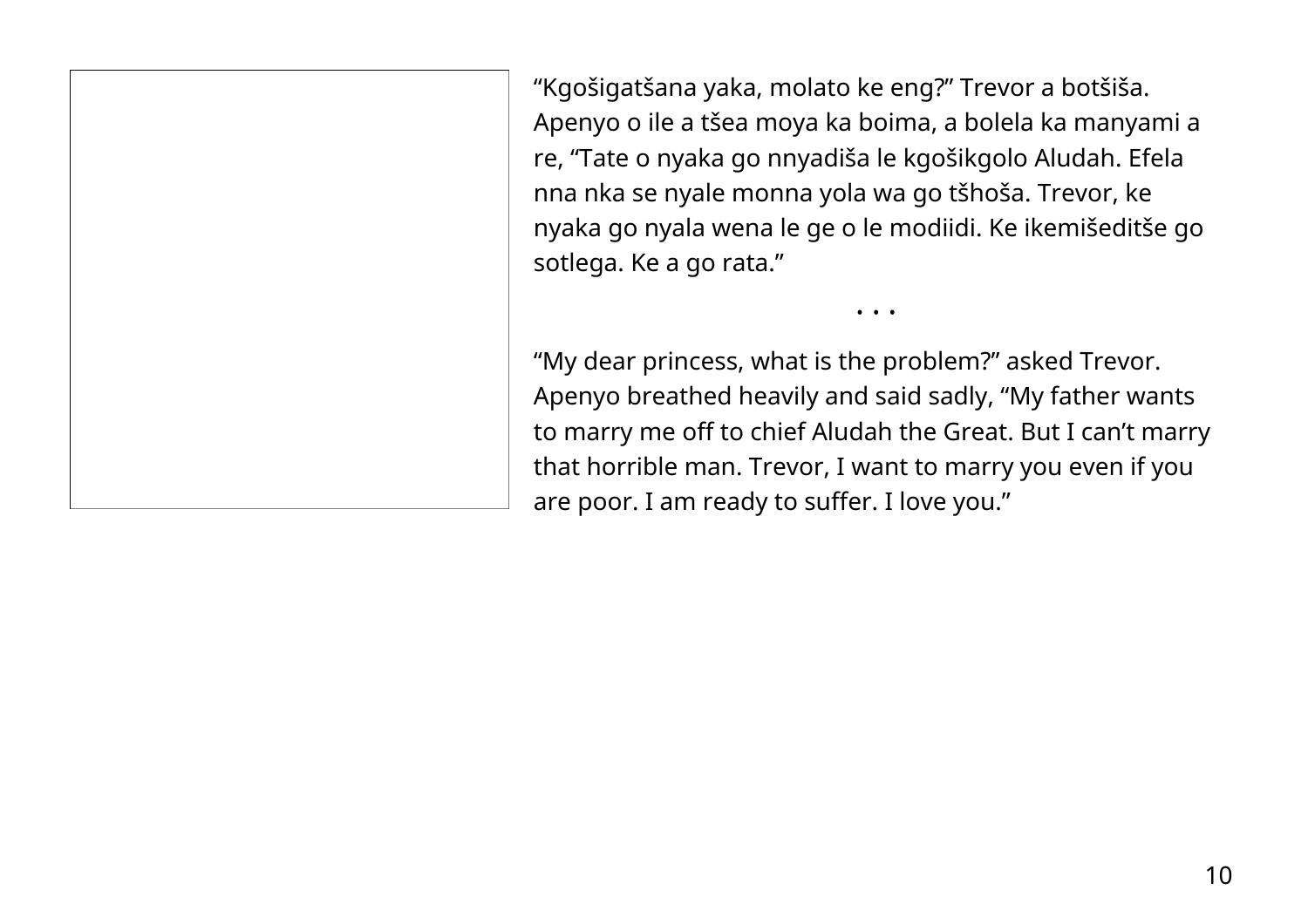“Kgošigatšana yaka, molato ke eng?” Trevor a botšiša. Apenyo o ile a tšea moya ka boima, a bolela ka manyami a re, “Tate o nyaka go nnyadiša le kgošikgolo Aludah. Efela nna nka se nyale monna yola wa go tšhoša. Trevor, ke nyaka go nyala wena le ge o le modiidi. Ke ikemišeditše go sotlega. Ke a go rata.”

• • •

“My dear princess, what is the problem?” asked Trevor. Apenyo breathed heavily and said sadly, “My father wants to marry me off to chief Aludah the Great. But I can’t marry that horrible man. Trevor, I want to marry you even if you are poor. I am ready to suffer. I love you.”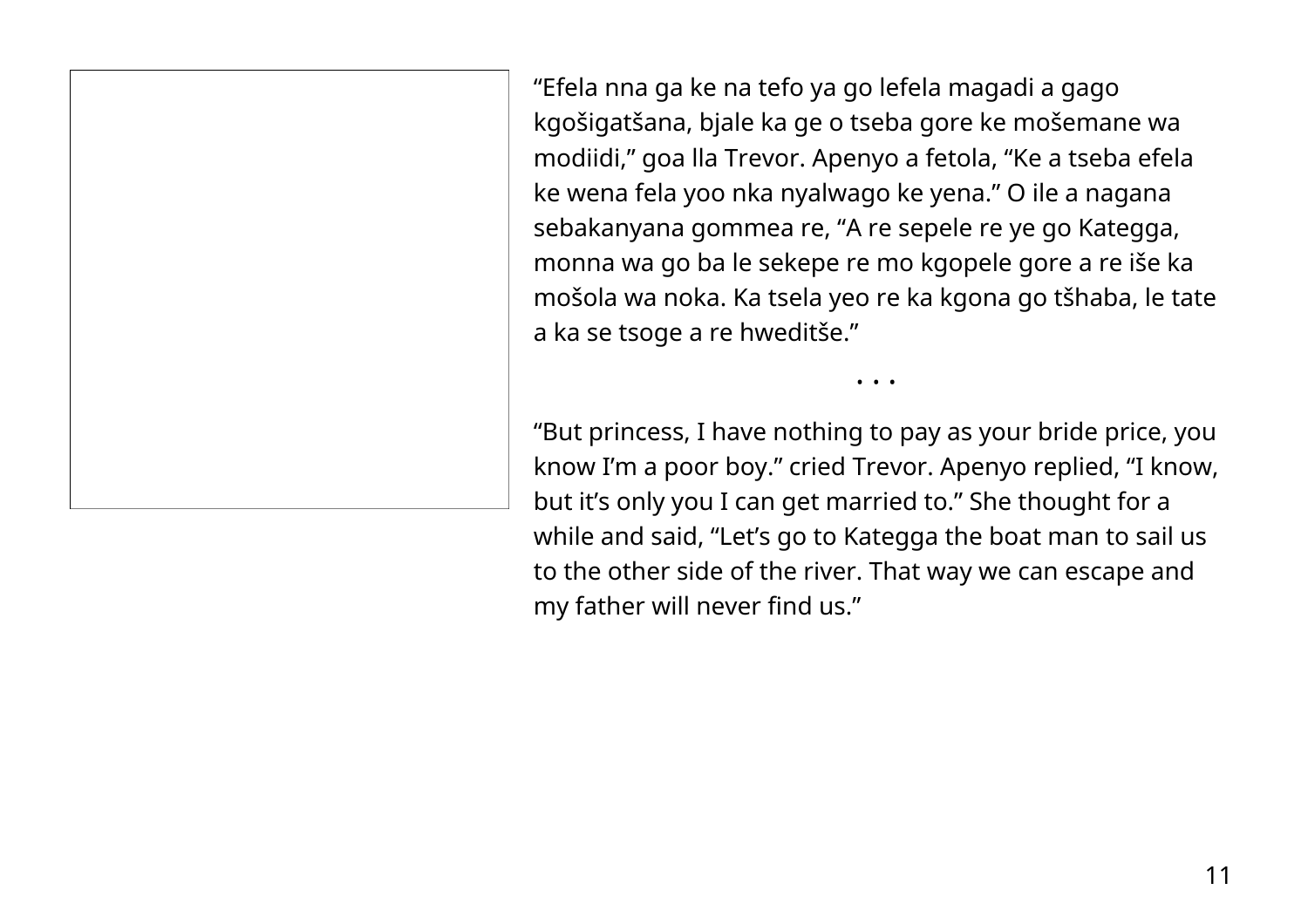“Efela nna ga ke na tefo ya go lefela magadi a gago kgošigatšana, bjale ka ge o tseba gore ke mošemane wa modiidi,” goa lla Trevor. Apenyo a fetola, “Ke a tseba efela ke wena fela yoo nka nyalwago ke yena.” O ile a nagana sebakanyana gommea re, “A re sepele re ye go Kategga, monna wa go ba le sekepe re mo kgopele gore a re iše ka mošola wa noka. Ka tsela yeo re ka kgona go tšhaba, le tate a ka se tsoge a re hweditše.”

• • •

“But princess, I have nothing to pay as your bride price, you know I’m a poor boy.” cried Trevor. Apenyo replied, “I know, but it’s only you I can get married to.” She thought for a while and said, “Let’s go to Kategga the boat man to sail us to the other side of the river. That way we can escape and my father will never find us.”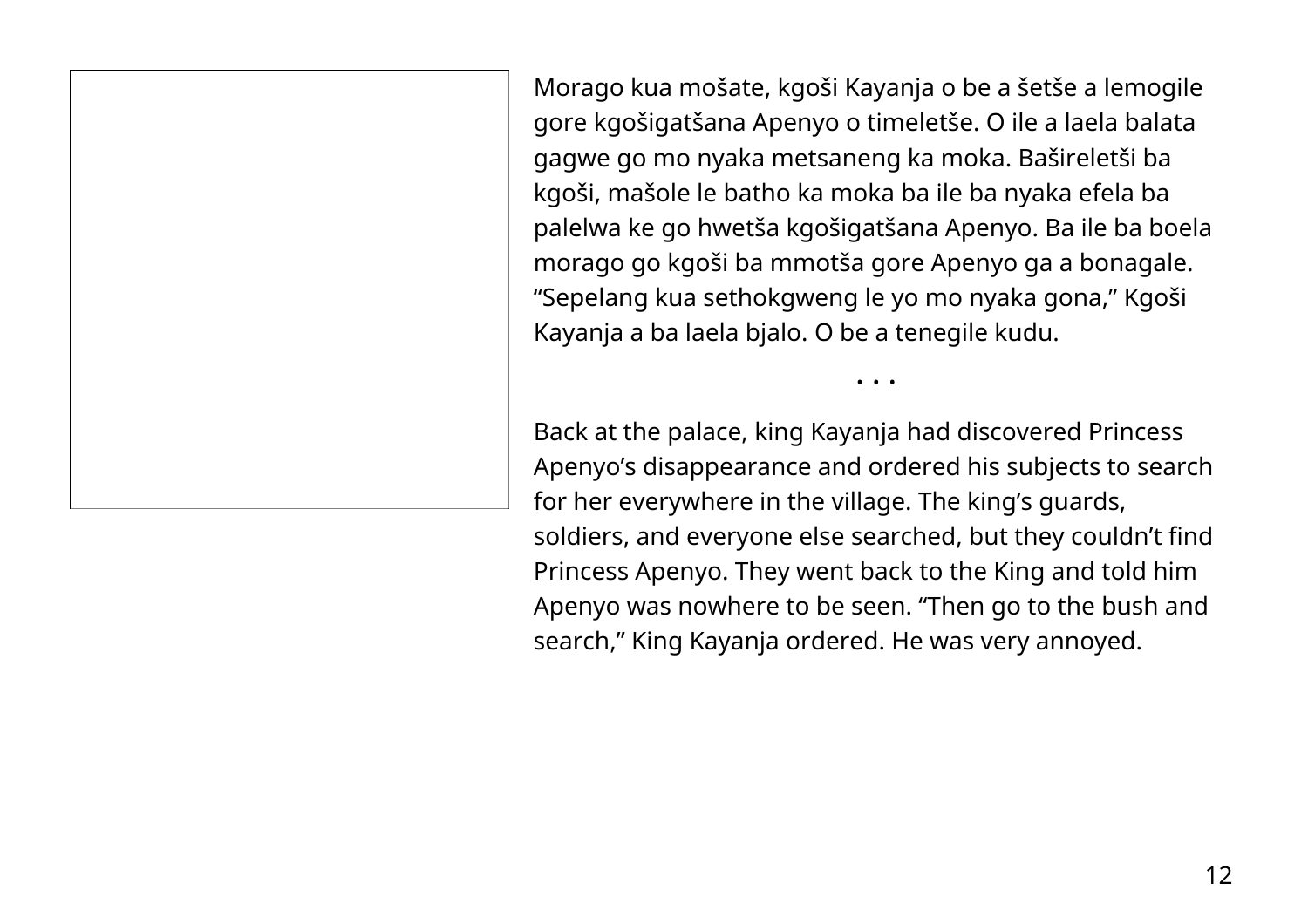Morago kua mošate, kgoši Kayanja o be a šetše a lemogile gore kgošigatšana Apenyo o timeletše. O ile a laela balata gagwe go mo nyaka metsaneng ka moka. Bašireletši ba kgoši, mašole le batho ka moka ba ile ba nyaka efela ba palelwa ke go hwetša kgošigatšana Apenyo. Ba ile ba boela morago go kgoši ba mmotša gore Apenyo ga a bonagale. "Sepelang kua sethokgweng le yo mo nyaka gona," Kgoši Kayanja a ba laela bjalo. O be a tenegile kudu.

• • •

Back at the palace, king Kayanja had discovered Princess Apenyo's disappearance and ordered his subjects to search for her everywhere in the village. The king's guards, soldiers, and everyone else searched, but they couldn't find Princess Apenyo. They went back to the King and told him Apenyo was nowhere to be seen. "Then go to the bush and search," King Kayanja ordered. He was very annoyed.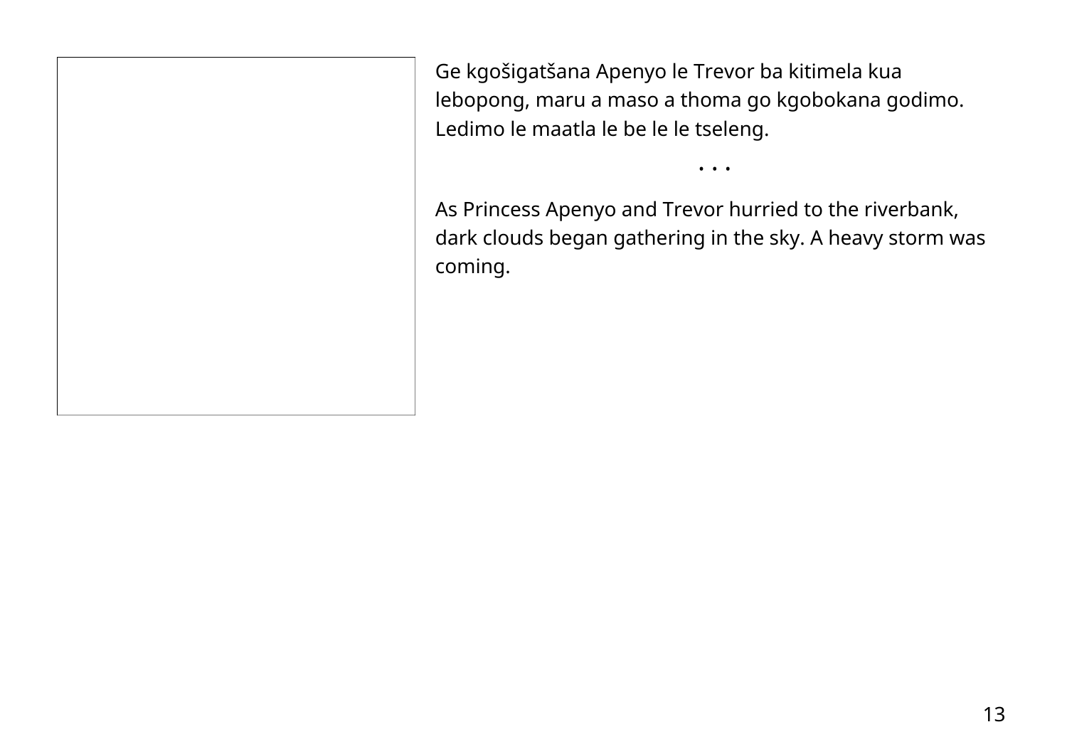Ge kgošigatšana Apenyo le Trevor ba kitimela kua lebopong, maru a maso a thoma go kgobokana godimo. Ledimo le maatla le be le le tseleng.

• • •

As Princess Apenyo and Trevor hurried to the riverbank, dark clouds began gathering in the sky. A heavy storm was coming.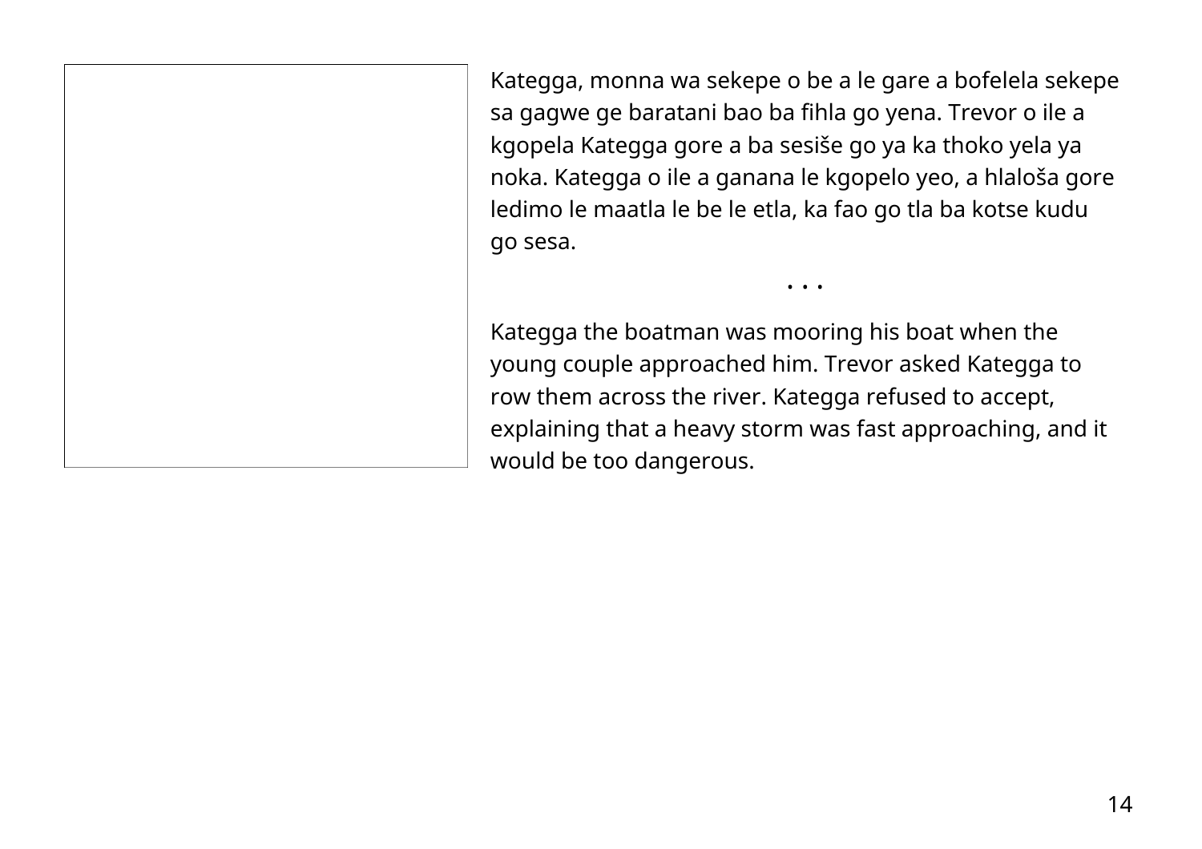Kategga, monna wa sekepe o be a le gare a bofelela sekepe sa gagwe ge baratani bao ba fihla go yena. Trevor o ile a kgopela Kategga gore a ba sesiše go ya ka thoko yela ya noka. Kategga o ile a ganana le kgopelo yeo, a hlaloša gore ledimo le maatla le be le etla, ka fao go tla ba kotse kudu go sesa.

• • •

Kategga the boatman was mooring his boat when the young couple approached him. Trevor asked Kategga to row them across the river. Kategga refused to accept, explaining that a heavy storm was fast approaching, and it would be too dangerous.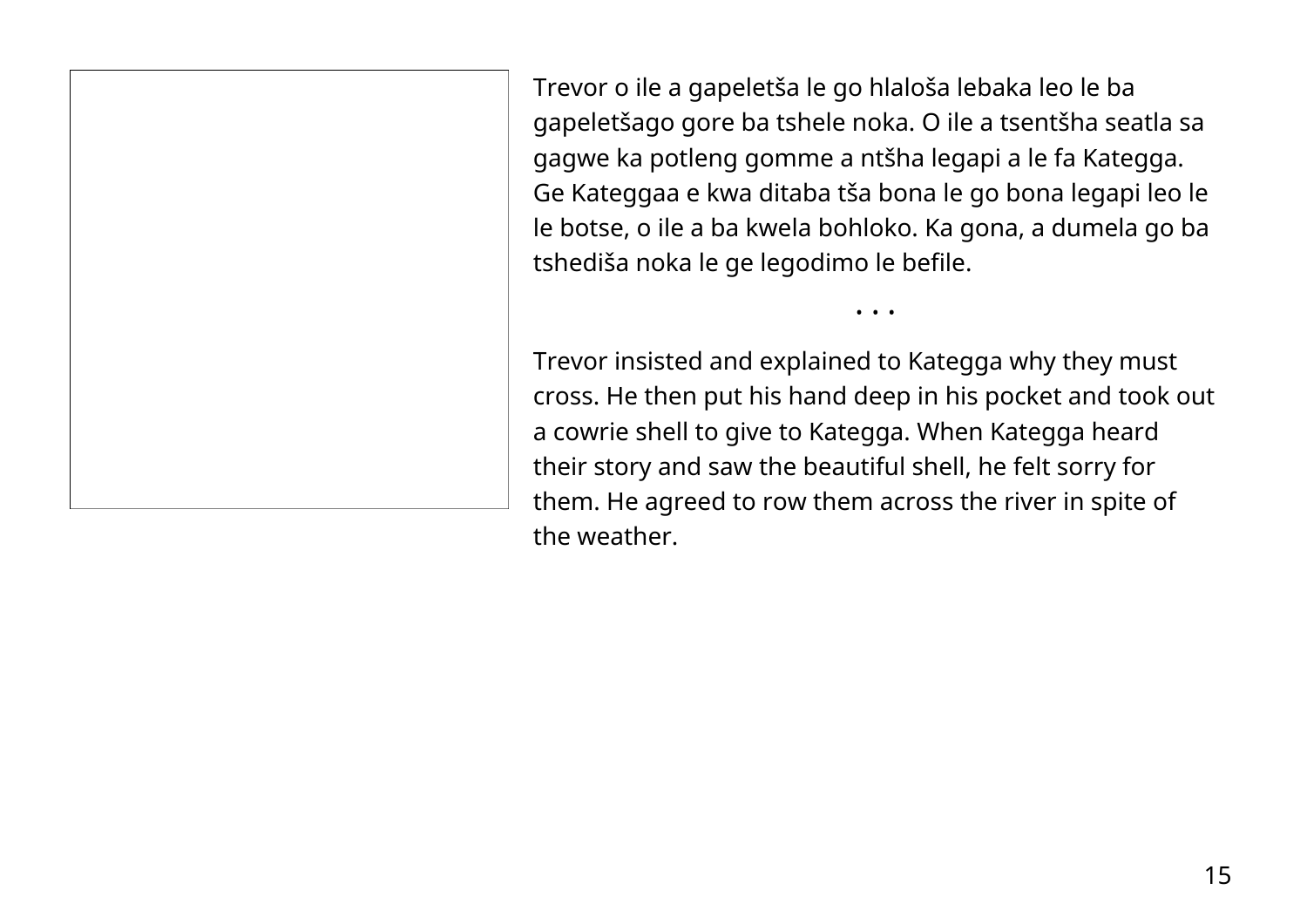Trevor o ile a gapeletša le go hlaloša lebaka leo le ba gapeletšago gore ba tshele noka. O ile a tsentšha seatla sa gagwe ka potleng gomme a ntšha legapi a le fa Kategga. Ge Kateggaa e kwa ditaba tša bona le go bona legapi leo le le botse, o ile a ba kwela bohloko. Ka gona, a dumela go ba tshediša noka le ge legodimo le befile.

• • •

Trevor insisted and explained to Kategga why they must cross. He then put his hand deep in his pocket and took out a cowrie shell to give to Kategga. When Kategga heard their story and saw the beautiful shell, he felt sorry for them. He agreed to row them across the river in spite of the weather.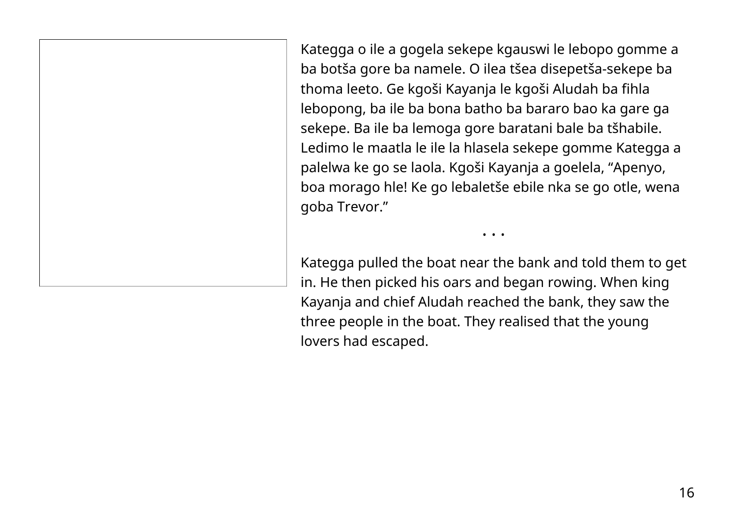Kategga o ile a gogela sekepe kgauswi le lebopo gomme a ba botša gore ba namele. O ilea tšea disepetša-sekepe ba thoma leeto. Ge kgoši Kayanja le kgoši Aludah ba fihla lebopong, ba ile ba bona batho ba bararo bao ka gare ga sekepe. Ba ile ba lemoga gore baratani bale ba tšhabile. Ledimo le maatla le ile la hlasela sekepe gomme Kategga a palelwa ke go se laola. Kgoši Kayanja a goelela, “Apenyo, boa morago hle! Ke go lebaletše ebile nka se go otle, wena goba Trevor.”

• • •

Kategga pulled the boat near the bank and told them to get in. He then picked his oars and began rowing. When king Kayanja and chief Aludah reached the bank, they saw the three people in the boat. They realised that the young lovers had escaped.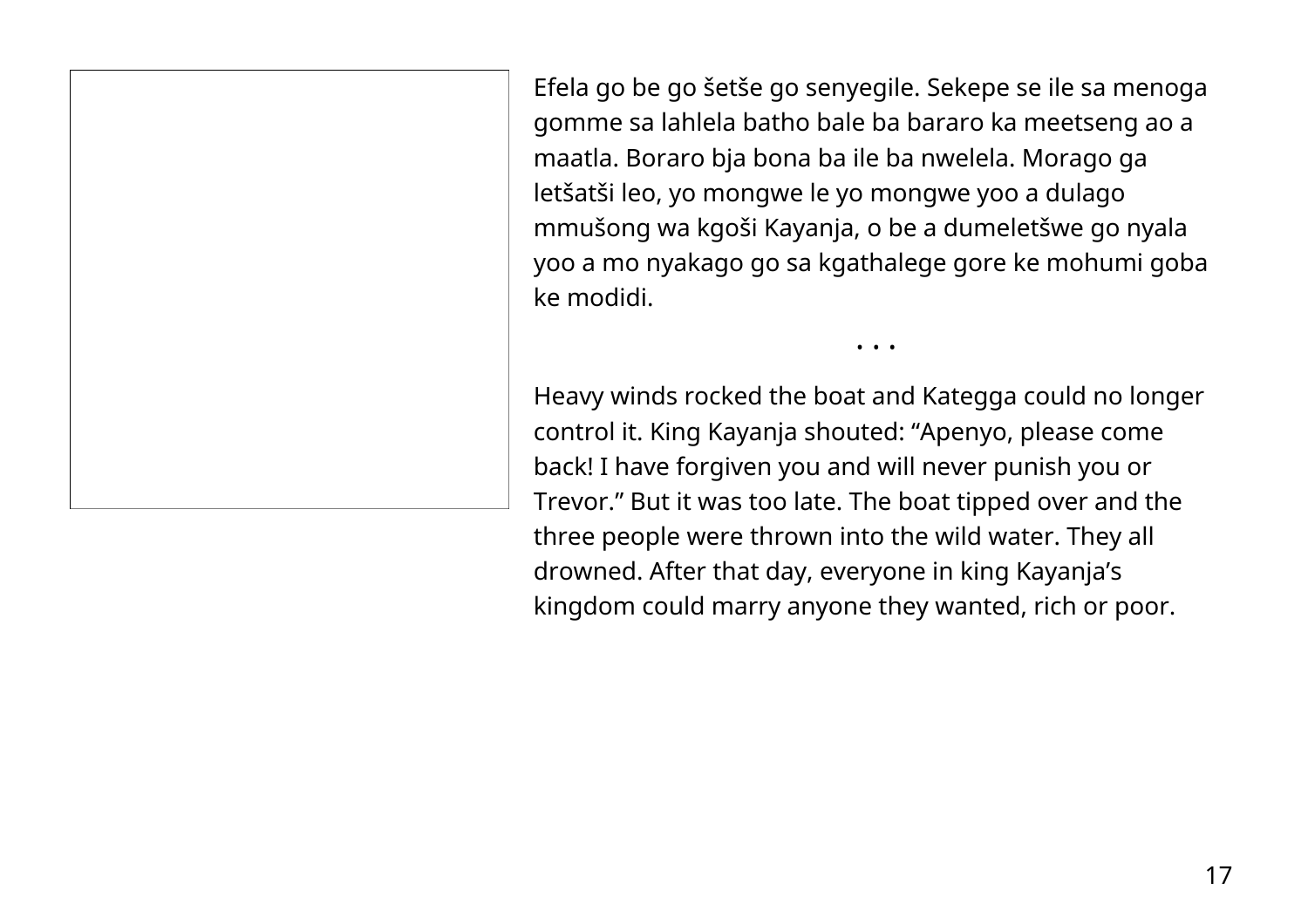Efela go be go šetše go senyegile. Sekepe se ile sa menoga gomme sa lahlela batho bale ba bararo ka meetseng ao a maatla. Boraro bja bona ba ile ba nwelela. Morago ga letšatši leo, yo mongwe le yo mongwe yoo a dulago mmušong wa kgoši Kayanja, o be a dumeletšwe go nyala yoo a mo nyakago go sa kgathalege gore ke mohumi goba ke modidi.

• • •

Heavy winds rocked the boat and Kategga could no longer control it. King Kayanja shouted: "Apenyo, please come back! I have forgiven you and will never punish you or Trevor." But it was too late. The boat tipped over and the three people were thrown into the wild water. They all drowned. After that day, everyone in king Kayanja's kingdom could marry anyone they wanted, rich or poor.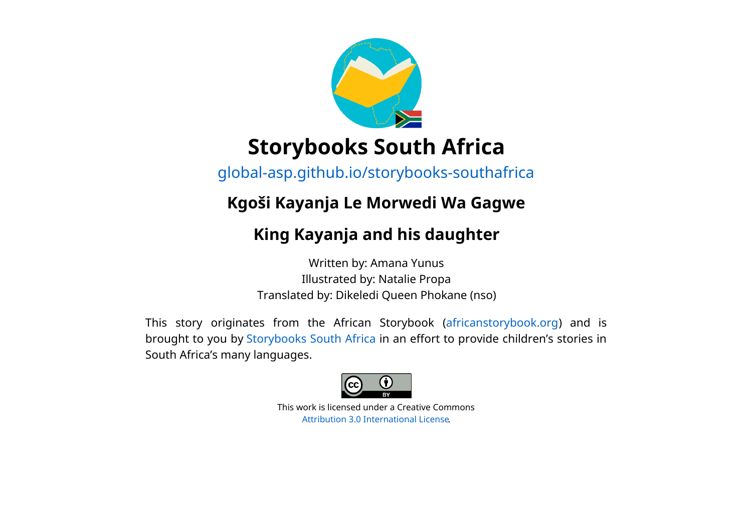# Storybooks South Africa

global-asp.github.io/storybooks-southafrica

## Kgoši Kayanja Le Morwedi Wa Gagwe

## King Kayanja and his daughter

Written by: Amana Yunus
Illustrated by: Natalie Propa
Translated by: Dikeledi Queen Phokane (nso)

This story originates from the African Storybook (africanstorybook.org) and is brought to you by Storybooks South Africa in an effort to provide children's stories in South Africa's many languages.

This work is licensed under a Creative Commons Attribution 3.0 International License.